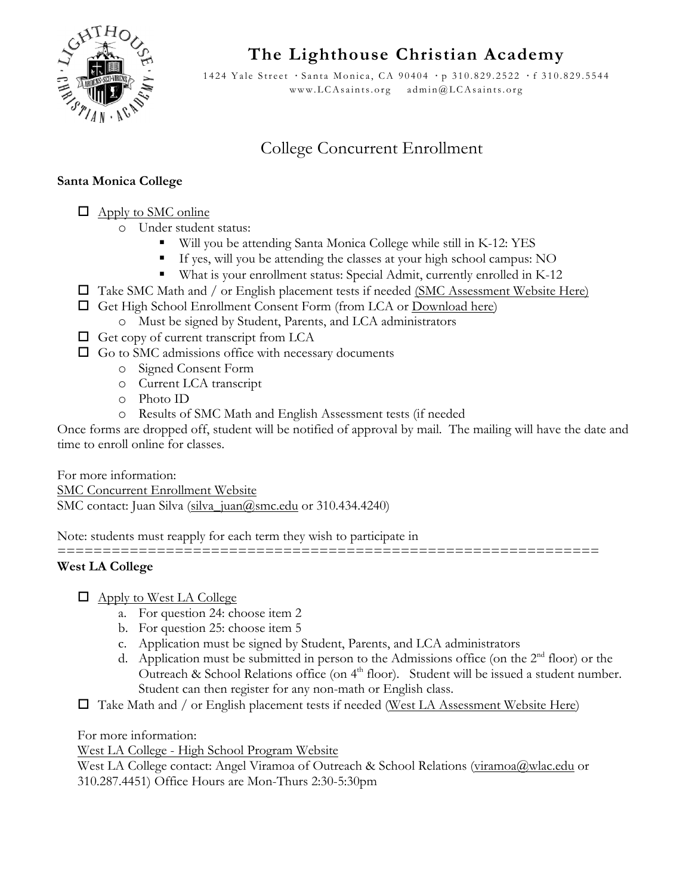# The Lighthouse Christian Academy

1424 Yale Street · Santa Monica, CA 90404 · p 310.829.2522 · f 310.829.5544
www.LCAsaints.org admin@LCAsaints.org

## College Concurrent Enrollment

**Santa Monica College**

- ☐ Apply to SMC online
  - o Under student status:
    - Will you be attending Santa Monica College while still in K-12: YES
    - If yes, will you be attending the classes at your high school campus: NO
    - What is your enrollment status: Special Admit, currently enrolled in K-12
- ☐ Take SMC Math and / or English placement tests if needed (SMC Assessment Website Here)
- ☐ Get High School Enrollment Consent Form (from LCA or Download here)
  - o Must be signed by Student, Parents, and LCA administrators
- ☐ Get copy of current transcript from LCA
- ☐ Go to SMC admissions office with necessary documents
  - o Signed Consent Form
  - o Current LCA transcript
  - o Photo ID
  - o Results of SMC Math and English Assessment tests (if needed

Once forms are dropped off, student will be notified of approval by mail. The mailing will have the date and time to enroll online for classes.

For more information:
SMC Concurrent Enrollment Website
SMC contact: Juan Silva (silva_juan@smc.edu or 310.434.4240)

Note: students must reapply for each term they wish to participate in

==========================================================

**West LA College**

- ☐ Apply to West LA College
  - a. For question 24: choose item 2
  - b. For question 25: choose item 5
  - c. Application must be signed by Student, Parents, and LCA administrators
  - d. Application must be submitted in person to the Admissions office (on the 2nd floor) or the Outreach & School Relations office (on 4th floor). Student will be issued a student number. Student can then register for any non-math or English class.
- ☐ Take Math and / or English placement tests if needed (West LA Assessment Website Here)

For more information:
West LA College - High School Program Website
West LA College contact: Angel Viramoa of Outreach & School Relations (viramoa@wlac.edu or 310.287.4451) Office Hours are Mon-Thurs 2:30-5:30pm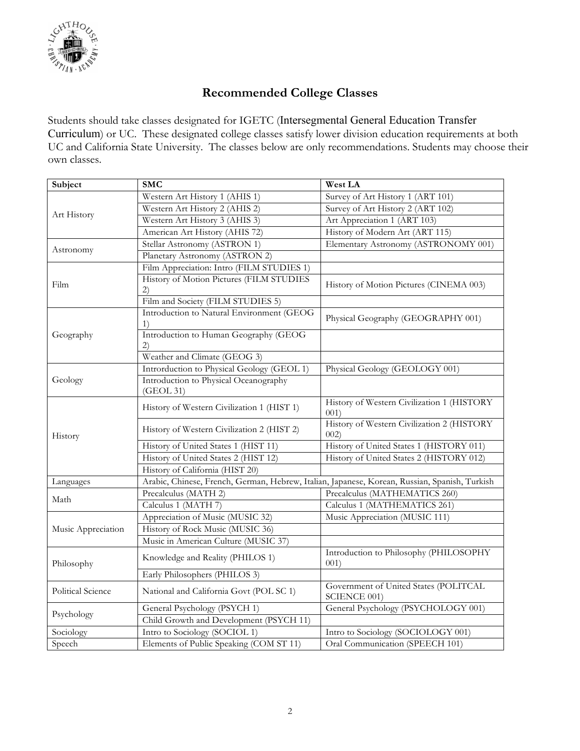## Recommended College Classes

Students should take classes designated for IGETC (Intersegmental General Education Transfer Curriculum) or UC. These designated college classes satisfy lower division education requirements at both UC and California State University. The classes below are only recommendations. Students may choose their own classes.

| Subject | SMC | West LA |
|---|---|---|
| Art History | Western Art History 1 (AHIS 1) | Survey of Art History 1 (ART 101) |
| | Western Art History 2 (AHIS 2) | Survey of Art History 2 (ART 102) |
| | Western Art History 3 (AHIS 3) | Art Appreciation 1 (ART 103) |
| | American Art History (AHIS 72) | History of Modern Art (ART 115) |
| Astronomy | Stellar Astronomy (ASTRON 1) | Elementary Astronomy (ASTRONOMY 001) |
| | Planetary Astronomy (ASTRON 2) | |
| Film | Film Appreciation: Intro (FILM STUDIES 1) | |
| | History of Motion Pictures (FILM STUDIES 2) | History of Motion Pictures (CINEMA 003) |
| | Film and Society (FILM STUDIES 5) | |
| Geography | Introduction to Natural Environment (GEOG 1) | Physical Geography (GEOGRAPHY 001) |
| | Introduction to Human Geography (GEOG 2) | |
| | Weather and Climate (GEOG 3) | |
| Geology | Introrduction to Physical Geology (GEOL 1) | Physical Geology (GEOLOGY 001) |
| | Introduction to Physical Oceanography (GEOL 31) | |
| History | History of Western Civilization 1 (HIST 1) | History of Western Civilization 1 (HISTORY 001) |
| | History of Western Civilization 2 (HIST 2) | History of Western Civilization 2 (HISTORY 002) |
| | History of United States 1 (HIST 11) | History of United States 1 (HISTORY 011) |
| | History of United States 2 (HIST 12) | History of United States 2 (HISTORY 012) |
| | History of California (HIST 20) | |
| Languages | Arabic, Chinese, French, German, Hebrew, Italian, Japanese, Korean, Russian, Spanish, Turkish | |
| Math | Precalculus (MATH 2) | Precalculus (MATHEMATICS 260) |
| | Calculus 1 (MATH 7) | Calculus 1 (MATHEMATICS 261) |
| Music Appreciation | Appreciation of Music (MUSIC 32) | Music Appreciation (MUSIC 111) |
| | History of Rock Music (MUSIC 36) | |
| | Music in American Culture (MUSIC 37) | |
| Philosophy | Knowledge and Reality (PHILOS 1) | Introduction to Philosophy (PHILOSOPHY 001) |
| | Early Philosophers (PHILOS 3) | |
| Political Science | National and California Govt (POL SC 1) | Government of United States (POLITCAL SCIENCE 001) |
| Psychology | General Psychology (PSYCH 1) | General Psychology (PSYCHOLOGY 001) |
| | Child Growth and Development (PSYCH 11) | |
| Sociology | Intro to Sociology (SOCIOL 1) | Intro to Sociology (SOCIOLOGY 001) |
| Speech | Elements of Public Speaking (COM ST 11) | Oral Communication (SPEECH 101) |